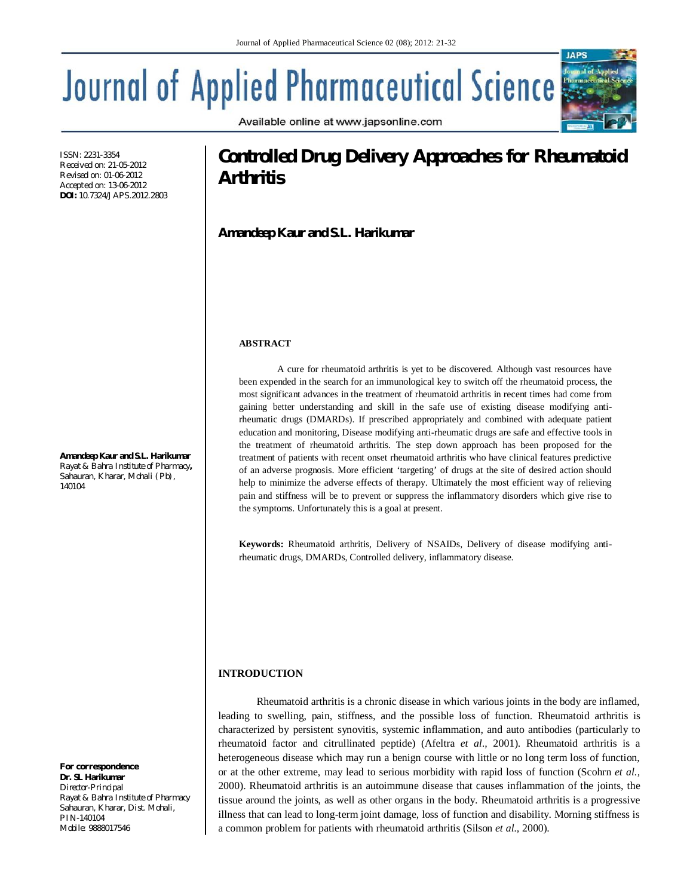# Controlled Drug Delivery Approaches for Rheumatoid Arthritis

**Amandeep Kaur and S.L. Harikumar**

ISSN: 2231-3354
Received on: 21-05-2012
Revised on: 01-06-2012
Accepted on: 13-06-2012
**DOI:** 10.7324/JAPS.2012.2803

**Amandeep Kaur and S.L. Harikumar**
Rayat & Bahra Institute of Pharmacy**,**
Sahauran, Kharar, Mohali (Pb),
140104

**For correspondence**
**Dr. SL Harikumar**
Director-Principal
Rayat & Bahra Institute of Pharmacy
Sahauran, Kharar, Dist. Mohali,
PIN-140104
Mobile: 9888017546

## ABSTRACT

A cure for rheumatoid arthritis is yet to be discovered. Although vast resources have been expended in the search for an immunological key to switch off the rheumatoid process, the most significant advances in the treatment of rheumatoid arthritis in recent times had come from gaining better understanding and skill in the safe use of existing disease modifying anti-rheumatic drugs (DMARDs). If prescribed appropriately and combined with adequate patient education and monitoring, Disease modifying anti-rheumatic drugs are safe and effective tools in the treatment of rheumatoid arthritis. The step down approach has been proposed for the treatment of patients with recent onset rheumatoid arthritis who have clinical features predictive of an adverse prognosis. More efficient 'targeting' of drugs at the site of desired action should help to minimize the adverse effects of therapy. Ultimately the most efficient way of relieving pain and stiffness will be to prevent or suppress the inflammatory disorders which give rise to the symptoms. Unfortunately this is a goal at present.

**Keywords:** Rheumatoid arthritis, Delivery of NSAIDs, Delivery of disease modifying anti-rheumatic drugs, DMARDs, Controlled delivery, inflammatory disease.

## INTRODUCTION

Rheumatoid arthritis is a chronic disease in which various joints in the body are inflamed, leading to swelling, pain, stiffness, and the possible loss of function. Rheumatoid arthritis is characterized by persistent synovitis, systemic inflammation, and auto antibodies (particularly to rheumatoid factor and citrullinated peptide) (Afeltra *et al*., 2001). Rheumatoid arthritis is a heterogeneous disease which may run a benign course with little or no long term loss of function, or at the other extreme, may lead to serious morbidity with rapid loss of function (Scohrn *et al.,* 2000). Rheumatoid arthritis is an autoimmune disease that causes inflammation of the joints, the tissue around the joints, as well as other organs in the body. Rheumatoid arthritis is a progressive illness that can lead to long-term joint damage, loss of function and disability. Morning stiffness is a common problem for patients with rheumatoid arthritis (Silson *et al.,* 2000).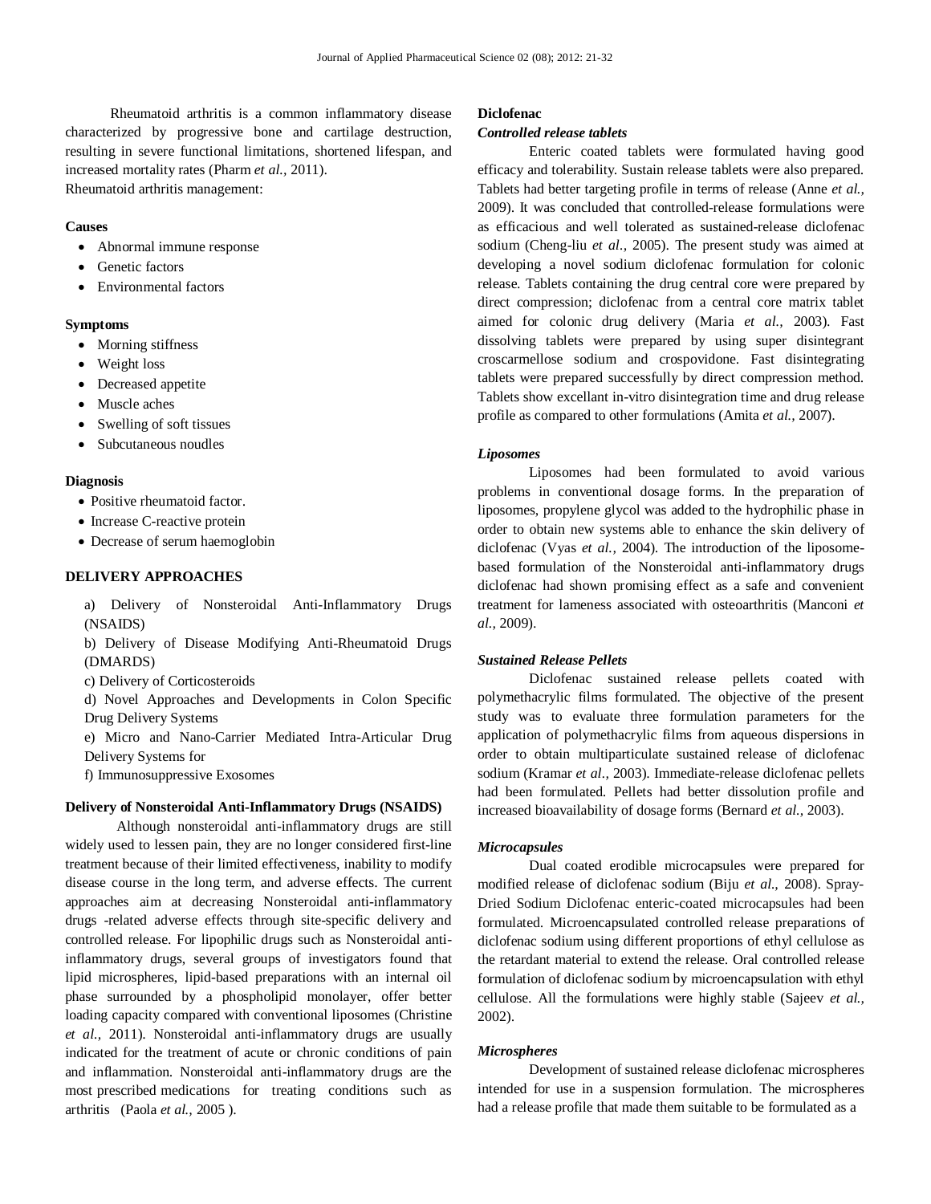Rheumatoid arthritis is a common inflammatory disease characterized by progressive bone and cartilage destruction, resulting in severe functional limitations, shortened lifespan, and increased mortality rates (Pharm *et al.,* 2011).
Rheumatoid arthritis management:

**Causes**

- Abnormal immune response
- Genetic factors
- Environmental factors

**Symptoms**

- Morning stiffness
- Weight loss
- Decreased appetite
- Muscle aches
- Swelling of soft tissues
- Subcutaneous noudles

**Diagnosis**

- Positive rheumatoid factor.
- Increase C-reactive protein
- Decrease of serum haemoglobin

## DELIVERY APPROACHES

a) Delivery of Nonsteroidal Anti-Inflammatory Drugs (NSAIDS)

b) Delivery of Disease Modifying Anti-Rheumatoid Drugs (DMARDS)

c) Delivery of Corticosteroids

d) Novel Approaches and Developments in Colon Specific Drug Delivery Systems

e) Micro and Nano-Carrier Mediated Intra-Articular Drug Delivery Systems for

f) Immunosuppressive Exosomes

### Delivery of Nonsteroidal Anti-Inflammatory Drugs (NSAIDS)

Although nonsteroidal anti-inflammatory drugs are still widely used to lessen pain, they are no longer considered first-line treatment because of their limited effectiveness, inability to modify disease course in the long term, and adverse effects. The current approaches aim at decreasing Nonsteroidal anti-inflammatory drugs -related adverse effects through site-specific delivery and controlled release. For lipophilic drugs such as Nonsteroidal anti-inflammatory drugs, several groups of investigators found that lipid microspheres, lipid-based preparations with an internal oil phase surrounded by a phospholipid monolayer, offer better loading capacity compared with conventional liposomes (Christine *et al.,* 2011). Nonsteroidal anti-inflammatory drugs are usually indicated for the treatment of acute or chronic conditions of pain and inflammation. Nonsteroidal anti-inflammatory drugs are the most prescribed medications for treating conditions such as arthritis (Paola *et al.,* 2005 ).

### Diclofenac

#### *Controlled release tablets*

Enteric coated tablets were formulated having good efficacy and tolerability. Sustain release tablets were also prepared. Tablets had better targeting profile in terms of release (Anne *et al.,* 2009). It was concluded that controlled-release formulations were as efficacious and well tolerated as sustained-release diclofenac sodium (Cheng-liu *et al.,* 2005). The present study was aimed at developing a novel sodium diclofenac formulation for colonic release. Tablets containing the drug central core were prepared by direct compression; diclofenac from a central core matrix tablet aimed for colonic drug delivery (Maria *et al.,* 2003). Fast dissolving tablets were prepared by using super disintegrant croscarmellose sodium and crospovidone. Fast disintegrating tablets were prepared successfully by direct compression method. Tablets show excellant in-vitro disintegration time and drug release profile as compared to other formulations (Amita *et al.*, 2007).

#### *Liposomes*

Liposomes had been formulated to avoid various problems in conventional dosage forms. In the preparation of liposomes, propylene glycol was added to the hydrophilic phase in order to obtain new systems able to enhance the skin delivery of diclofenac (Vyas *et al.,* 2004). The introduction of the liposome-based formulation of the Nonsteroidal anti-inflammatory drugs diclofenac had shown promising effect as a safe and convenient treatment for lameness associated with osteoarthritis (Manconi *et al.,* 2009).

#### *Sustained Release Pellets*

Diclofenac sustained release pellets coated with polymethacrylic films formulated. The objective of the present study was to evaluate three formulation parameters for the application of polymethacrylic films from aqueous dispersions in order to obtain multiparticulate sustained release of diclofenac sodium (Kramar *et al.,* 2003). Immediate-release diclofenac pellets had been formulated. Pellets had better dissolution profile and increased bioavailability of dosage forms (Bernard *et al.,* 2003).

#### *Microcapsules*

Dual coated erodible microcapsules were prepared for modified release of diclofenac sodium (Biju *et al.,* 2008). Spray-Dried Sodium Diclofenac enteric-coated microcapsules had been formulated. Microencapsulated controlled release preparations of diclofenac sodium using different proportions of ethyl cellulose as the retardant material to extend the release. Oral controlled release formulation of diclofenac sodium by microencapsulation with ethyl cellulose. All the formulations were highly stable (Sajeev *et al.,* 2002).

#### *Microspheres*

Development of sustained release diclofenac microspheres intended for use in a suspension formulation. The microspheres had a release profile that made them suitable to be formulated as a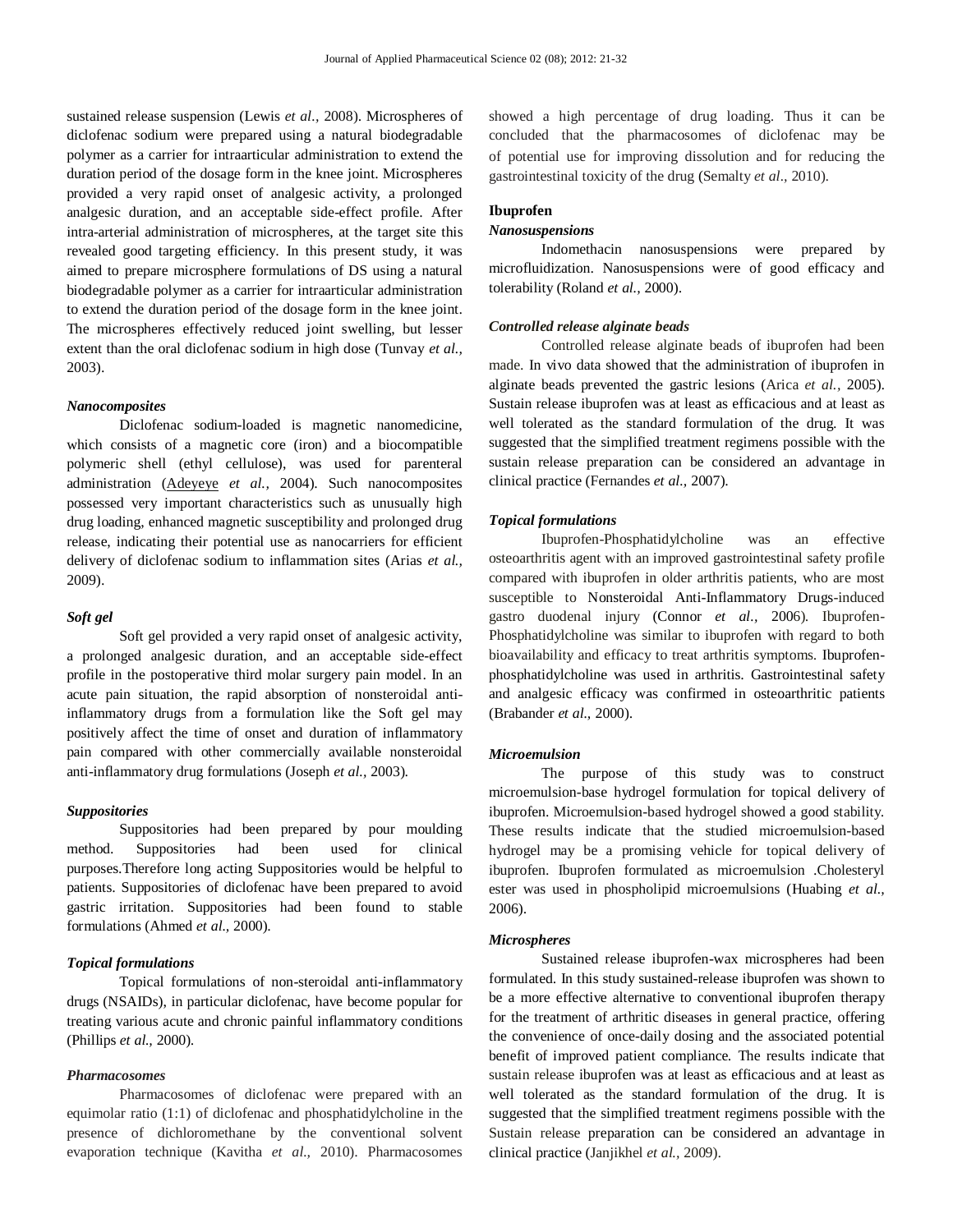sustained release suspension (Lewis *et al.,* 2008). Microspheres of diclofenac sodium were prepared using a natural biodegradable polymer as a carrier for intraarticular administration to extend the duration period of the dosage form in the knee joint. Microspheres provided a very rapid onset of analgesic activity, a prolonged analgesic duration, and an acceptable side-effect profile. After intra-arterial administration of microspheres, at the target site this revealed good targeting efficiency. In this present study, it was aimed to prepare microsphere formulations of DS using a natural biodegradable polymer as a carrier for intraarticular administration to extend the duration period of the dosage form in the knee joint. The microspheres effectively reduced joint swelling, but lesser extent than the oral diclofenac sodium in high dose (Tunvay *et al.,* 2003).

#### *Nanocomposites*

Diclofenac sodium-loaded is magnetic nanomedicine, which consists of a magnetic core (iron) and a biocompatible polymeric shell (ethyl cellulose), was used for parenteral administration (Adeyeye *et al.,* 2004). Such nanocomposites possessed very important characteristics such as unusually high drug loading, enhanced magnetic susceptibility and prolonged drug release, indicating their potential use as nanocarriers for efficient delivery of diclofenac sodium to inflammation sites (Arias *et al.,* 2009).

#### *Soft gel*

Soft gel provided a very rapid onset of analgesic activity, a prolonged analgesic duration, and an acceptable side-effect profile in the postoperative third molar surgery pain model. In an acute pain situation, the rapid absorption of nonsteroidal anti-inflammatory drugs from a formulation like the Soft gel may positively affect the time of onset and duration of inflammatory pain compared with other commercially available nonsteroidal anti-inflammatory drug formulations (Joseph *et al.,* 2003).

#### *Suppositories*

Suppositories had been prepared by pour moulding method. Suppositories had been used for clinical purposes.Therefore long acting Suppositories would be helpful to patients. Suppositories of diclofenac have been prepared to avoid gastric irritation. Suppositories had been found to stable formulations (Ahmed *et al.,* 2000).

#### *Topical formulations*

Topical formulations of non-steroidal anti-inflammatory drugs (NSAIDs), in particular diclofenac, have become popular for treating various acute and chronic painful inflammatory conditions (Phillips *et al.,* 2000).

#### *Pharmacosomes*

Pharmacosomes of diclofenac were prepared with an equimolar ratio (1:1) of diclofenac and phosphatidylcholine in the presence of dichloromethane by the conventional solvent evaporation technique (Kavitha *et al.,* 2010). Pharmacosomes showed a high percentage of drug loading. Thus it can be concluded that the pharmacosomes of diclofenac may be of potential use for improving dissolution and for reducing the gastrointestinal toxicity of the drug (Semalty *et al.,* 2010).

### Ibuprofen

#### *Nanosuspensions*

Indomethacin nanosuspensions were prepared by microfluidization. Nanosuspensions were of good efficacy and tolerability (Roland *et al.,* 2000).

#### *Controlled release alginate beads*

Controlled release alginate beads of ibuprofen had been made. In vivo data showed that the administration of ibuprofen in alginate beads prevented the gastric lesions (Arica *et al.,* 2005). Sustain release ibuprofen was at least as efficacious and at least as well tolerated as the standard formulation of the drug. It was suggested that the simplified treatment regimens possible with the sustain release preparation can be considered an advantage in clinical practice (Fernandes *et al.,* 2007).

#### *Topical formulations*

Ibuprofen-Phosphatidylcholine was an effective osteoarthritis agent with an improved gastrointestinal safety profile compared with ibuprofen in older arthritis patients, who are most susceptible to Nonsteroidal Anti-Inflammatory Drugs-induced gastro duodenal injury (Connor *et al.,* 2006). Ibuprofen-Phosphatidylcholine was similar to ibuprofen with regard to both bioavailability and efficacy to treat arthritis symptoms. Ibuprofen-phosphatidylcholine was used in arthritis. Gastrointestinal safety and analgesic efficacy was confirmed in osteoarthritic patients (Brabander *et al.,* 2000).

#### *Microemulsion*

The purpose of this study was to construct microemulsion-base hydrogel formulation for topical delivery of ibuprofen. Microemulsion-based hydrogel showed a good stability. These results indicate that the studied microemulsion-based hydrogel may be a promising vehicle for topical delivery of ibuprofen. Ibuprofen formulated as microemulsion .Cholesteryl ester was used in phospholipid microemulsions (Huabing *et al.,* 2006).

#### *Microspheres*

Sustained release ibuprofen-wax microspheres had been formulated. In this study sustained-release ibuprofen was shown to be a more effective alternative to conventional ibuprofen therapy for the treatment of arthritic diseases in general practice, offering the convenience of once-daily dosing and the associated potential benefit of improved patient compliance. The results indicate that sustain release ibuprofen was at least as efficacious and at least as well tolerated as the standard formulation of the drug. It is suggested that the simplified treatment regimens possible with the Sustain release preparation can be considered an advantage in clinical practice (Janjikhel *et al.,* 2009).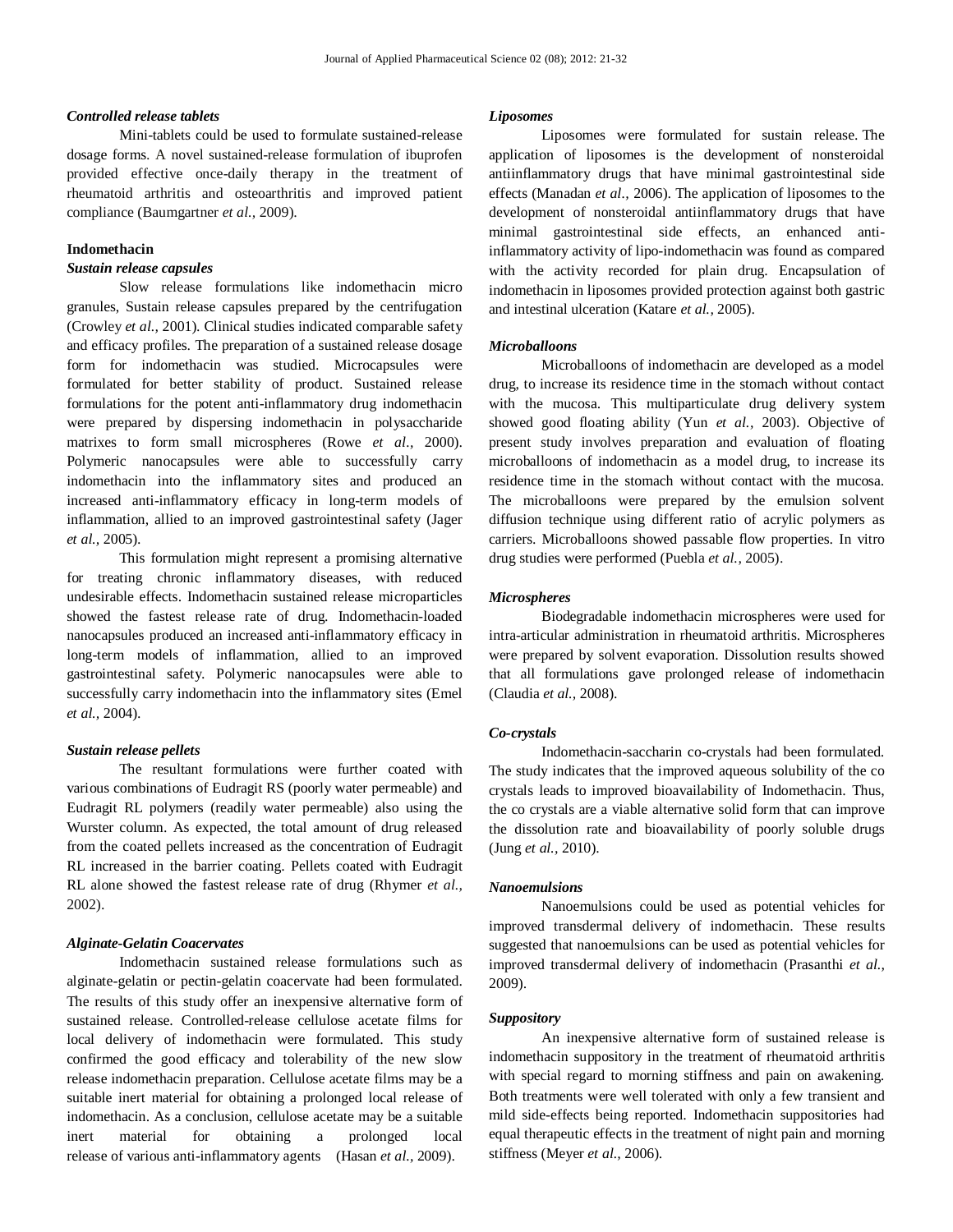### *Controlled release tablets*

Mini-tablets could be used to formulate sustained-release dosage forms. A novel sustained-release formulation of ibuprofen provided effective once-daily therapy in the treatment of rheumatoid arthritis and osteoarthritis and improved patient compliance (Baumgartner *et al.,* 2009).

## Indomethacin

### *Sustain release capsules*

Slow release formulations like indomethacin micro granules, Sustain release capsules prepared by the centrifugation (Crowley *et al.,* 2001). Clinical studies indicated comparable safety and efficacy profiles. The preparation of a sustained release dosage form for indomethacin was studied. Microcapsules were formulated for better stability of product. Sustained release formulations for the potent anti-inflammatory drug indomethacin were prepared by dispersing indomethacin in polysaccharide matrixes to form small microspheres (Rowe *et al.,* 2000). Polymeric nanocapsules were able to successfully carry indomethacin into the inflammatory sites and produced an increased anti-inflammatory efficacy in long-term models of inflammation, allied to an improved gastrointestinal safety (Jager *et al.,* 2005).

This formulation might represent a promising alternative for treating chronic inflammatory diseases, with reduced undesirable effects. Indomethacin sustained release microparticles showed the fastest release rate of drug. Indomethacin-loaded nanocapsules produced an increased anti-inflammatory efficacy in long-term models of inflammation, allied to an improved gastrointestinal safety. Polymeric nanocapsules were able to successfully carry indomethacin into the inflammatory sites (Emel *et al.,* 2004).

### *Sustain release pellets*

The resultant formulations were further coated with various combinations of Eudragit RS (poorly water permeable) and Eudragit RL polymers (readily water permeable) also using the Wurster column. As expected, the total amount of drug released from the coated pellets increased as the concentration of Eudragit RL increased in the barrier coating. Pellets coated with Eudragit RL alone showed the fastest release rate of drug (Rhymer *et al.,* 2002).

### *Alginate-Gelatin Coacervates*

Indomethacin sustained release formulations such as alginate-gelatin or pectin-gelatin coacervate had been formulated. The results of this study offer an inexpensive alternative form of sustained release. Controlled-release cellulose acetate films for local delivery of indomethacin were formulated. This study confirmed the good efficacy and tolerability of the new slow release indomethacin preparation. Cellulose acetate films may be a suitable inert material for obtaining a prolonged local release of indomethacin. As a conclusion, cellulose acetate may be a suitable inert material for obtaining a prolonged local release of various anti-inflammatory agents (Hasan *et al.,* 2009).

### *Liposomes*

Liposomes were formulated for sustain release. The application of liposomes is the development of nonsteroidal antiinflammatory drugs that have minimal gastrointestinal side effects (Manadan *et al.,* 2006). The application of liposomes to the development of nonsteroidal antiinflammatory drugs that have minimal gastrointestinal side effects, an enhanced anti-inflammatory activity of lipo-indomethacin was found as compared with the activity recorded for plain drug. Encapsulation of indomethacin in liposomes provided protection against both gastric and intestinal ulceration (Katare *et al.,* 2005).

### *Microballoons*

Microballoons of indomethacin are developed as a model drug, to increase its residence time in the stomach without contact with the mucosa. This multiparticulate drug delivery system showed good floating ability (Yun *et al.,* 2003). Objective of present study involves preparation and evaluation of floating microballoons of indomethacin as a model drug, to increase its residence time in the stomach without contact with the mucosa. The microballoons were prepared by the emulsion solvent diffusion technique using different ratio of acrylic polymers as carriers. Microballoons showed passable flow properties. In vitro drug studies were performed (Puebla *et al.,* 2005).

### *Microspheres*

Biodegradable indomethacin microspheres were used for intra-articular administration in rheumatoid arthritis. Microspheres were prepared by solvent evaporation. Dissolution results showed that all formulations gave prolonged release of indomethacin (Claudia *et al.,* 2008).

### *Co-crystals*

Indomethacin-saccharin co-crystals had been formulated. The study indicates that the improved aqueous solubility of the co crystals leads to improved bioavailability of Indomethacin. Thus, the co crystals are a viable alternative solid form that can improve the dissolution rate and bioavailability of poorly soluble drugs (Jung *et al.,* 2010).

### *Nanoemulsions*

Nanoemulsions could be used as potential vehicles for improved transdermal delivery of indomethacin. These results suggested that nanoemulsions can be used as potential vehicles for improved transdermal delivery of indomethacin (Prasanthi *et al.,* 2009).

### *Suppository*

An inexpensive alternative form of sustained release is indomethacin suppository in the treatment of rheumatoid arthritis with special regard to morning stiffness and pain on awakening. Both treatments were well tolerated with only a few transient and mild side-effects being reported. Indomethacin suppositories had equal therapeutic effects in the treatment of night pain and morning stiffness (Meyer *et al.,* 2006).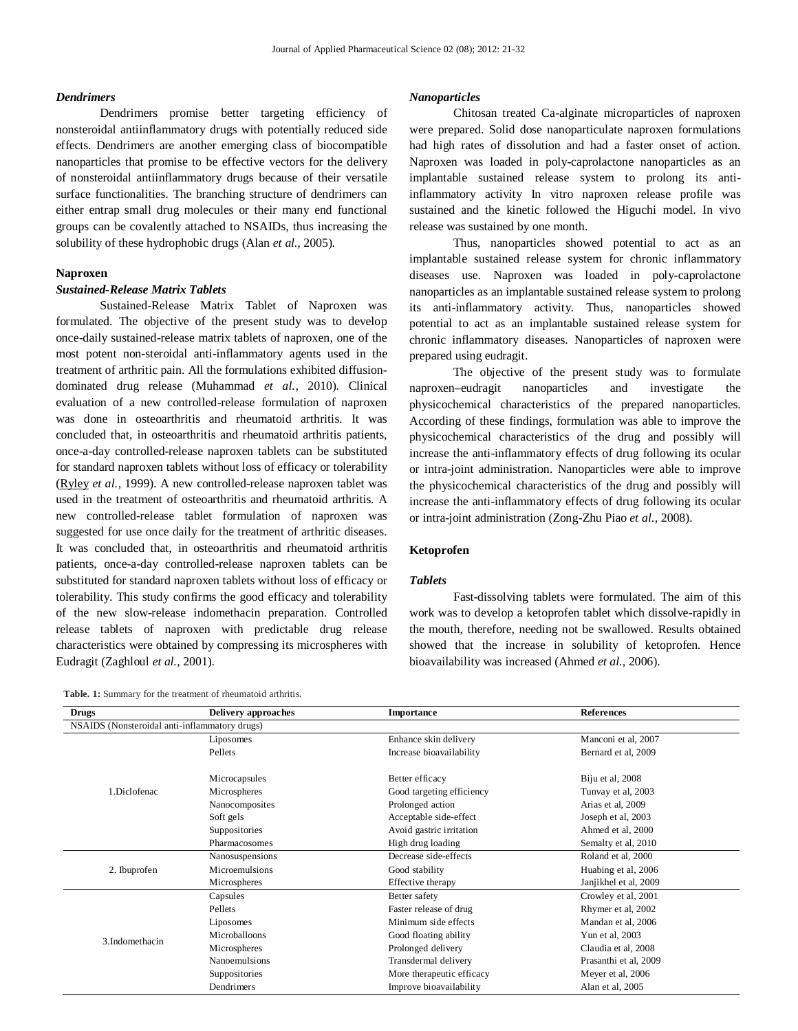### *Dendrimers*

Dendrimers promise better targeting efficiency of nonsteroidal antiinflammatory drugs with potentially reduced side effects. Dendrimers are another emerging class of biocompatible nanoparticles that promise to be effective vectors for the delivery of nonsteroidal antiinflammatory drugs because of their versatile surface functionalities. The branching structure of dendrimers can either entrap small drug molecules or their many end functional groups can be covalently attached to NSAIDs, thus increasing the solubility of these hydrophobic drugs (Alan *et al.,* 2005).

## Naproxen

### *Sustained-Release Matrix Tablets*

Sustained-Release Matrix Tablet of Naproxen was formulated. The objective of the present study was to develop once-daily sustained-release matrix tablets of naproxen, one of the most potent non-steroidal anti-inflammatory agents used in the treatment of arthritic pain. All the formulations exhibited diffusion-dominated drug release (Muhammad *et al.,* 2010). Clinical evaluation of a new controlled-release formulation of naproxen was done in osteoarthritis and rheumatoid arthritis. It was concluded that, in osteoarthritis and rheumatoid arthritis patients, once-a-day controlled-release naproxen tablets can be substituted for standard naproxen tablets without loss of efficacy or tolerability (Ryley *et al.,* 1999). A new controlled-release naproxen tablet was used in the treatment of osteoarthritis and rheumatoid arthritis. A new controlled-release tablet formulation of naproxen was suggested for use once daily for the treatment of arthritic diseases. It was concluded that, in osteoarthritis and rheumatoid arthritis patients, once-a-day controlled-release naproxen tablets can be substituted for standard naproxen tablets without loss of efficacy or tolerability. This study confirms the good efficacy and tolerability of the new slow-release indomethacin preparation. Controlled release tablets of naproxen with predictable drug release characteristics were obtained by compressing its microspheres with Eudragit (Zaghloul *et al.,* 2001).

### *Nanoparticles*

Chitosan treated Ca-alginate microparticles of naproxen were prepared. Solid dose nanoparticulate naproxen formulations had high rates of dissolution and had a faster onset of action. Naproxen was loaded in poly-caprolactone nanoparticles as an implantable sustained release system to prolong its anti-inflammatory activity In vitro naproxen release profile was sustained and the kinetic followed the Higuchi model. In vivo release was sustained by one month.

Thus, nanoparticles showed potential to act as an implantable sustained release system for chronic inflammatory diseases use. Naproxen was loaded in poly-caprolactone nanoparticles as an implantable sustained release system to prolong its anti-inflammatory activity. Thus, nanoparticles showed potential to act as an implantable sustained release system for chronic inflammatory diseases. Nanoparticles of naproxen were prepared using eudragit.

The objective of the present study was to formulate naproxen–eudragit nanoparticles and investigate the physicochemical characteristics of the prepared nanoparticles. According of these findings, formulation was able to improve the physicochemical characteristics of the drug and possibly will increase the anti-inflammatory effects of drug following its ocular or intra-joint administration. Nanoparticles were able to improve the physicochemical characteristics of the drug and possibly will increase the anti-inflammatory effects of drug following its ocular or intra-joint administration (Zong-Zhu Piao *et al.,* 2008).

## Ketoprofen

### *Tablets*

Fast-dissolving tablets were formulated. The aim of this work was to develop a ketoprofen tablet which dissolve-rapidly in the mouth, therefore, needing not be swallowed. Results obtained showed that the increase in solubility of ketoprofen. Hence bioavailability was increased (Ahmed *et al.,* 2006).

**Table. 1:** Summary for the treatment of rheumatoid arthritis.

| Drugs | Delivery approaches | Importance | References |
|---|---|---|---|
| NSAIDS (Nonsteroidal anti-inflammatory drugs) | | | |
| 1.Diclofenac | Liposomes | Enhance skin delivery | Manconi et al, 2007 |
| | Pellets | Increase bioavailability | Bernard et al, 2009 |
| | Microcapsules | Better efficacy | Biju et al, 2008 |
| | Microspheres | Good targeting efficiency | Tunvay et al, 2003 |
| | Nanocomposites | Prolonged action | Arias et al, 2009 |
| | Soft gels | Acceptable side-effect | Joseph et al, 2003 |
| | Suppositories | Avoid gastric irritation | Ahmed et al, 2000 |
| | Pharmacosomes | High drug loading | Semalty et al, 2010 |
| 2. Ibuprofen | Nanosuspensions | Decrease side-effects | Roland et al, 2000 |
| | Microemulsions | Good stability | Huabing et al, 2006 |
| | Microspheres | Effective therapy | Janjikhel et al, 2009 |
| 3.Indomethacin | Capsules | Better safety | Crowley et al, 2001 |
| | Pellets | Faster release of drug | Rhymer et al, 2002 |
| | Liposomes | Minimum side effects | Mandan et al, 2006 |
| | Microballoons | Good floating ability | Yun et al, 2003 |
| | Microspheres | Prolonged delivery | Claudia et al, 2008 |
| | Nanoemulsions | Transdermal delivery | Prasanthi et al, 2009 |
| | Suppositories | More therapeutic efficacy | Meyer et al, 2006 |
| | Dendrimers | Improve bioavailability | Alan et al, 2005 |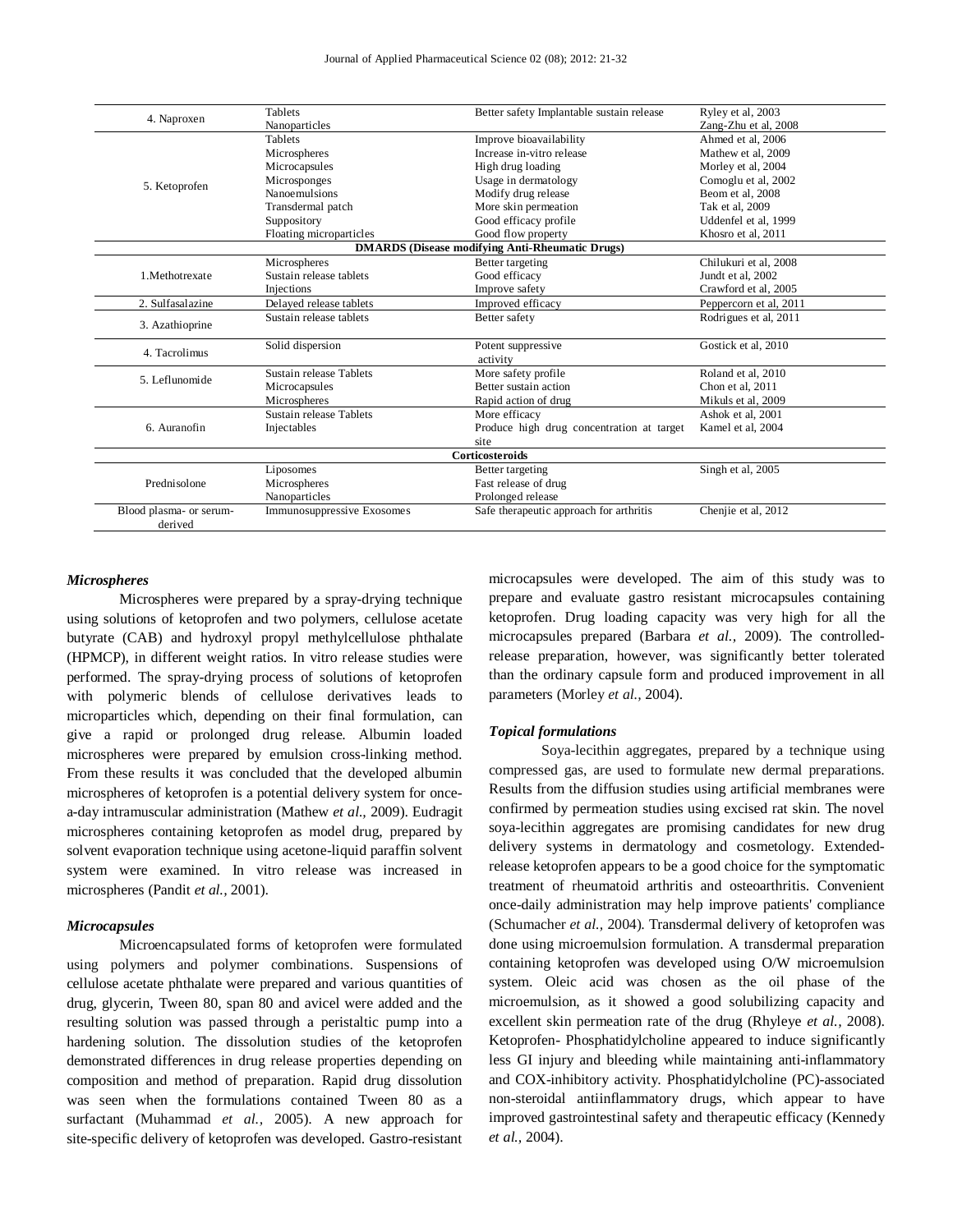| | | | |
|---|---|---|---|
| 4. Naproxen | Tablets<br>Nanoparticles | Better safety Implantable sustain release | Ryley et al, 2003<br>Zang-Zhu et al, 2008 |
| 5. Ketoprofen | Tablets<br>Microspheres<br>Microcapsules<br>Microsponges<br>Nanoemulsions<br>Transdermal patch<br>Suppository<br>Floating microparticles | Improve bioavailability<br>Increase in-vitro release<br>High drug loading<br>Usage in dermatology<br>Modify drug release<br>More skin permeation<br>Good efficacy profile<br>Good flow property | Ahmed et al, 2006<br>Mathew et al, 2009<br>Morley et al, 2004<br>Comoglu et al, 2002<br>Beom et al, 2008<br>Tak et al, 2009<br>Uddenfel et al, 1999<br>Khosro et al, 2011 |
| **DMARDS (Disease modifying Anti-Rheumatic Drugs)** | | | |
| 1.Methotrexate | Microspheres<br>Sustain release tablets<br>Injections | Better targeting<br>Good efficacy<br>Improve safety | Chilukuri et al, 2008<br>Jundt et al, 2002<br>Crawford et al, 2005 |
| 2. Sulfasalazine | Delayed release tablets | Improved efficacy | Peppercorn et al, 2011 |
| 3. Azathioprine | Sustain release tablets | Better safety | Rodrigues et al, 2011 |
| 4. Tacrolimus | Solid dispersion | Potent suppressive activity | Gostick et al, 2010 |
| 5. Leflunomide | Sustain release Tablets<br>Microcapsules<br>Microspheres | More safety profile<br>Better sustain action<br>Rapid action of drug | Roland et al, 2010<br>Chon et al, 2011<br>Mikuls et al, 2009 |
| 6. Auranofin | Sustain release Tablets<br>Injectables | More efficacy<br>Produce high drug concentration at target site | Ashok et al, 2001<br>Kamel et al, 2004 |
| **Corticosteroids** | | | |
| Prednisolone | Liposomes<br>Microspheres<br>Nanoparticles | Better targeting<br>Fast release of drug<br>Prolonged release | Singh et al, 2005 |
| Blood plasma- or serum-derived | Immunosuppressive Exosomes | Safe therapeutic approach for arthritis | Chenjie et al, 2012 |

### *Microspheres*

Microspheres were prepared by a spray-drying technique using solutions of ketoprofen and two polymers, cellulose acetate butyrate (CAB) and hydroxyl propyl methylcellulose phthalate (HPMCP), in different weight ratios. In vitro release studies were performed. The spray-drying process of solutions of ketoprofen with polymeric blends of cellulose derivatives leads to microparticles which, depending on their final formulation, can give a rapid or prolonged drug release. Albumin loaded microspheres were prepared by emulsion cross-linking method. From these results it was concluded that the developed albumin microspheres of ketoprofen is a potential delivery system for once-a-day intramuscular administration (Mathew *et al.,* 2009). Eudragit microspheres containing ketoprofen as model drug, prepared by solvent evaporation technique using acetone-liquid paraffin solvent system were examined. In vitro release was increased in microspheres (Pandit *et al.,* 2001).

### *Microcapsules*

Microencapsulated forms of ketoprofen were formulated using polymers and polymer combinations. Suspensions of cellulose acetate phthalate were prepared and various quantities of drug, glycerin, Tween 80, span 80 and avicel were added and the resulting solution was passed through a peristaltic pump into a hardening solution. The dissolution studies of the ketoprofen demonstrated differences in drug release properties depending on composition and method of preparation. Rapid drug dissolution was seen when the formulations contained Tween 80 as a surfactant (Muhammad *et al.,* 2005). A new approach for site-specific delivery of ketoprofen was developed. Gastro-resistant microcapsules were developed. The aim of this study was to prepare and evaluate gastro resistant microcapsules containing ketoprofen. Drug loading capacity was very high for all the microcapsules prepared (Barbara *et al.,* 2009). The controlled-release preparation, however, was significantly better tolerated than the ordinary capsule form and produced improvement in all parameters (Morley *et al.,* 2004).

### *Topical formulations*

Soya-lecithin aggregates, prepared by a technique using compressed gas, are used to formulate new dermal preparations. Results from the diffusion studies using artificial membranes were confirmed by permeation studies using excised rat skin. The novel soya-lecithin aggregates are promising candidates for new drug delivery systems in dermatology and cosmetology. Extended-release ketoprofen appears to be a good choice for the symptomatic treatment of rheumatoid arthritis and osteoarthritis. Convenient once-daily administration may help improve patients' compliance (Schumacher *et al.,* 2004). Transdermal delivery of ketoprofen was done using microemulsion formulation. A transdermal preparation containing ketoprofen was developed using O/W microemulsion system. Oleic acid was chosen as the oil phase of the microemulsion, as it showed a good solubilizing capacity and excellent skin permeation rate of the drug (Rhyleye *et al.,* 2008). Ketoprofen- Phosphatidylcholine appeared to induce significantly less GI injury and bleeding while maintaining anti-inflammatory and COX-inhibitory activity. Phosphatidylcholine (PC)-associated non-steroidal antiinflammatory drugs, which appear to have improved gastrointestinal safety and therapeutic efficacy (Kennedy *et al.,* 2004).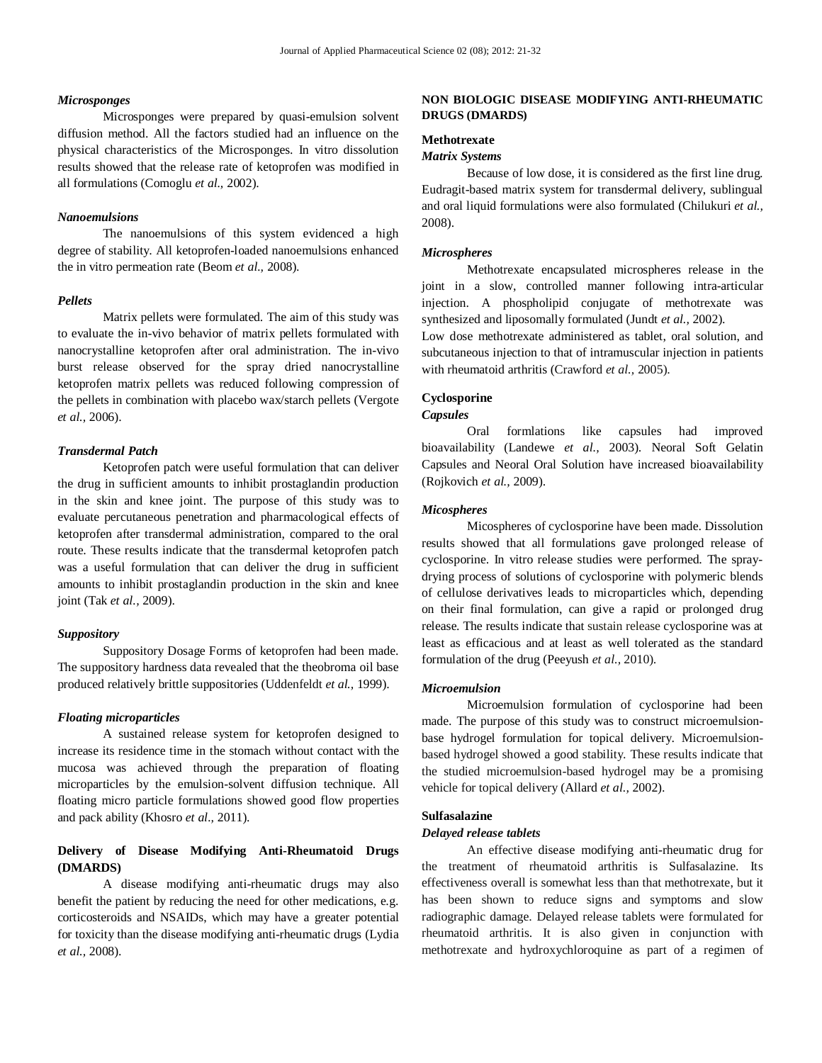### *Microsponges*

Microsponges were prepared by quasi-emulsion solvent diffusion method. All the factors studied had an influence on the physical characteristics of the Microsponges. In vitro dissolution results showed that the release rate of ketoprofen was modified in all formulations (Comoglu *et al.,* 2002).

### *Nanoemulsions*

The nanoemulsions of this system evidenced a high degree of stability. All ketoprofen-loaded nanoemulsions enhanced the in vitro permeation rate (Beom *et al.,* 2008).

### *Pellets*

Matrix pellets were formulated. The aim of this study was to evaluate the in-vivo behavior of matrix pellets formulated with nanocrystalline ketoprofen after oral administration. The in-vivo burst release observed for the spray dried nanocrystalline ketoprofen matrix pellets was reduced following compression of the pellets in combination with placebo wax/starch pellets (Vergote *et al.,* 2006).

### *Transdermal Patch*

Ketoprofen patch were useful formulation that can deliver the drug in sufficient amounts to inhibit prostaglandin production in the skin and knee joint. The purpose of this study was to evaluate percutaneous penetration and pharmacological effects of ketoprofen after transdermal administration, compared to the oral route. These results indicate that the transdermal ketoprofen patch was a useful formulation that can deliver the drug in sufficient amounts to inhibit prostaglandin production in the skin and knee joint (Tak *et al.,* 2009).

### *Suppository*

Suppository Dosage Forms of ketoprofen had been made. The suppository hardness data revealed that the theobroma oil base produced relatively brittle suppositories (Uddenfeldt *et al.,* 1999).

### *Floating microparticles*

A sustained release system for ketoprofen designed to increase its residence time in the stomach without contact with the mucosa was achieved through the preparation of floating microparticles by the emulsion-solvent diffusion technique. All floating micro particle formulations showed good flow properties and pack ability (Khosro *et al.,* 2011).

## Delivery of Disease Modifying Anti-Rheumatoid Drugs (DMARDS)

A disease modifying anti-rheumatic drugs may also benefit the patient by reducing the need for other medications, e.g. corticosteroids and NSAIDs, which may have a greater potential for toxicity than the disease modifying anti-rheumatic drugs (Lydia *et al.,* 2008).

## NON BIOLOGIC DISEASE MODIFYING ANTI-RHEUMATIC DRUGS (DMARDS)

### Methotrexate

#### *Matrix Systems*

Because of low dose, it is considered as the first line drug. Eudragit-based matrix system for transdermal delivery, sublingual and oral liquid formulations were also formulated (Chilukuri *et al.,* 2008).

#### *Microspheres*

Methotrexate encapsulated microspheres release in the joint in a slow, controlled manner following intra-articular injection. A phospholipid conjugate of methotrexate was synthesized and liposomally formulated (Jundt *et al.,* 2002).

Low dose methotrexate administered as tablet, oral solution, and subcutaneous injection to that of intramuscular injection in patients with rheumatoid arthritis (Crawford *et al.,* 2005).

### Cyclosporine

#### *Capsules*

Oral formlations like capsules had improved bioavailability (Landewe *et al.,* 2003). Neoral Soft Gelatin Capsules and Neoral Oral Solution have increased bioavailability (Rojkovich *et al.,* 2009).

#### *Micospheres*

Micospheres of cyclosporine have been made. Dissolution results showed that all formulations gave prolonged release of cyclosporine. In vitro release studies were performed. The spray-drying process of solutions of cyclosporine with polymeric blends of cellulose derivatives leads to microparticles which, depending on their final formulation, can give a rapid or prolonged drug release. The results indicate that sustain release cyclosporine was at least as efficacious and at least as well tolerated as the standard formulation of the drug (Peeyush *et al.,* 2010).

#### *Microemulsion*

Microemulsion formulation of cyclosporine had been made. The purpose of this study was to construct microemulsion-base hydrogel formulation for topical delivery. Microemulsion-based hydrogel showed a good stability. These results indicate that the studied microemulsion-based hydrogel may be a promising vehicle for topical delivery (Allard *et al.,* 2002).

### Sulfasalazine

#### *Delayed release tablets*

An effective disease modifying anti-rheumatic drug for the treatment of rheumatoid arthritis is Sulfasalazine. Its effectiveness overall is somewhat less than that methotrexate, but it has been shown to reduce signs and symptoms and slow radiographic damage. Delayed release tablets were formulated for rheumatoid arthritis. It is also given in conjunction with methotrexate and hydroxychloroquine as part of a regimen of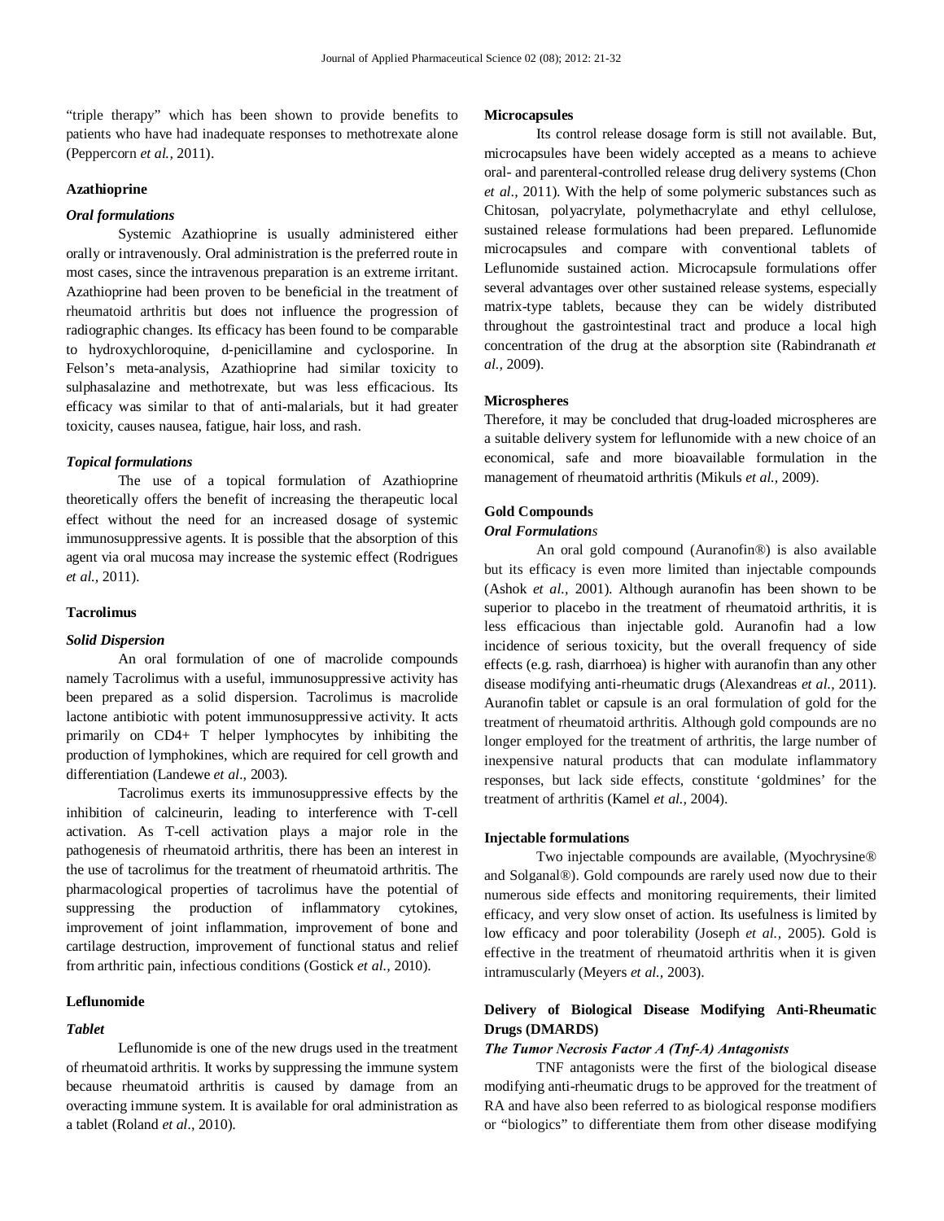"triple therapy" which has been shown to provide benefits to patients who have had inadequate responses to methotrexate alone (Peppercorn *et al.,* 2011).

### Azathioprine

#### *Oral formulations*

Systemic Azathioprine is usually administered either orally or intravenously. Oral administration is the preferred route in most cases, since the intravenous preparation is an extreme irritant. Azathioprine had been proven to be beneficial in the treatment of rheumatoid arthritis but does not influence the progression of radiographic changes. Its efficacy has been found to be comparable to hydroxychloroquine, d-penicillamine and cyclosporine. In Felson's meta-analysis, Azathioprine had similar toxicity to sulphasalazine and methotrexate, but was less efficacious. Its efficacy was similar to that of anti-malarials, but it had greater toxicity, causes nausea, fatigue, hair loss, and rash.

#### *Topical formulations*

The use of a topical formulation of Azathioprine theoretically offers the benefit of increasing the therapeutic local effect without the need for an increased dosage of systemic immunosuppressive agents. It is possible that the absorption of this agent via oral mucosa may increase the systemic effect (Rodrigues *et al.,* 2011).

### Tacrolimus

#### *Solid Dispersion*

An oral formulation of one of macrolide compounds namely Tacrolimus with a useful, immunosuppressive activity has been prepared as a solid dispersion. Tacrolimus is macrolide lactone antibiotic with potent immunosuppressive activity. It acts primarily on CD4+ T helper lymphocytes by inhibiting the production of lymphokines, which are required for cell growth and differentiation (Landewe *et al.,* 2003).

Tacrolimus exerts its immunosuppressive effects by the inhibition of calcineurin, leading to interference with T-cell activation. As T-cell activation plays a major role in the pathogenesis of rheumatoid arthritis, there has been an interest in the use of tacrolimus for the treatment of rheumatoid arthritis. The pharmacological properties of tacrolimus have the potential of suppressing the production of inflammatory cytokines, improvement of joint inflammation, improvement of bone and cartilage destruction, improvement of functional status and relief from arthritic pain, infectious conditions (Gostick *et al.,* 2010).

### Leflunomide

#### *Tablet*

Leflunomide is one of the new drugs used in the treatment of rheumatoid arthritis. It works by suppressing the immune system because rheumatoid arthritis is caused by damage from an overacting immune system. It is available for oral administration as a tablet (Roland *et al.,* 2010).

#### Microcapsules

Its control release dosage form is still not available. But, microcapsules have been widely accepted as a means to achieve oral- and parenteral-controlled release drug delivery systems (Chon *et al.,* 2011). With the help of some polymeric substances such as Chitosan, polyacrylate, polymethacrylate and ethyl cellulose, sustained release formulations had been prepared. Leflunomide microcapsules and compare with conventional tablets of Leflunomide sustained action. Microcapsule formulations offer several advantages over other sustained release systems, especially matrix-type tablets, because they can be widely distributed throughout the gastrointestinal tract and produce a local high concentration of the drug at the absorption site (Rabindranath *et al.,* 2009).

#### Microspheres

Therefore, it may be concluded that drug-loaded microspheres are a suitable delivery system for leflunomide with a new choice of an economical, safe and more bioavailable formulation in the management of rheumatoid arthritis (Mikuls *et al.,* 2009).

### Gold Compounds

#### *Oral Formulations*

An oral gold compound (Auranofin®) is also available but its efficacy is even more limited than injectable compounds (Ashok *et al.,* 2001). Although auranofin has been shown to be superior to placebo in the treatment of rheumatoid arthritis, it is less efficacious than injectable gold. Auranofin had a low incidence of serious toxicity, but the overall frequency of side effects (e.g. rash, diarrhoea) is higher with auranofin than any other disease modifying anti-rheumatic drugs (Alexandreas *et al.,* 2011). Auranofin tablet or capsule is an oral formulation of gold for the treatment of rheumatoid arthritis. Although gold compounds are no longer employed for the treatment of arthritis, the large number of inexpensive natural products that can modulate inflammatory responses, but lack side effects, constitute 'goldmines' for the treatment of arthritis (Kamel *et al.,* 2004).

#### Injectable formulations

Two injectable compounds are available, (Myochrysine® and Solganal®). Gold compounds are rarely used now due to their numerous side effects and monitoring requirements, their limited efficacy, and very slow onset of action. Its usefulness is limited by low efficacy and poor tolerability (Joseph *et al.,* 2005). Gold is effective in the treatment of rheumatoid arthritis when it is given intramuscularly (Meyers *et al.,* 2003).

### Delivery of Biological Disease Modifying Anti-Rheumatic Drugs (DMARDS)

#### *The Tumor Necrosis Factor A (Tnf-A) Antagonists*

TNF antagonists were the first of the biological disease modifying anti-rheumatic drugs to be approved for the treatment of RA and have also been referred to as biological response modifiers or "biologics" to differentiate them from other disease modifying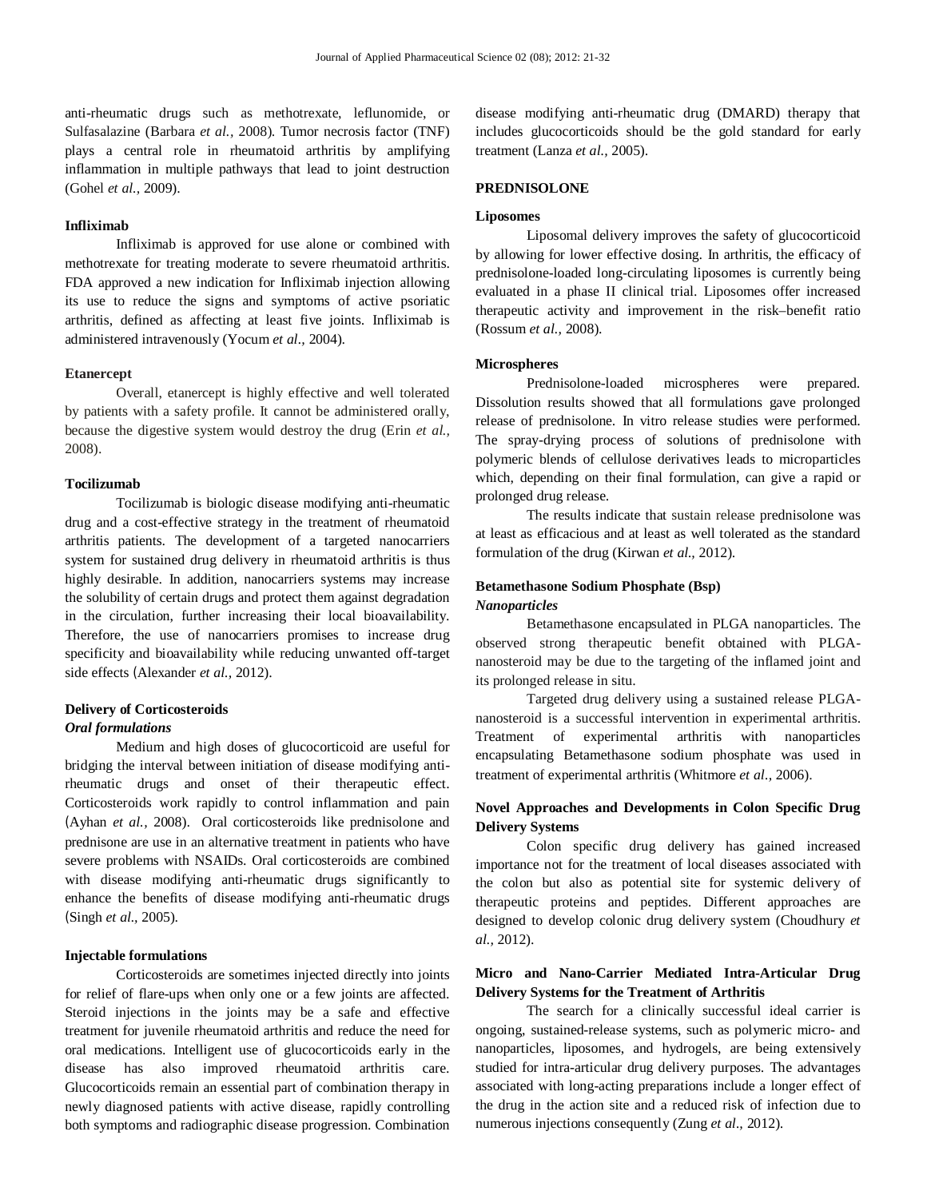anti-rheumatic drugs such as methotrexate, leflunomide, or Sulfasalazine (Barbara *et al.,* 2008). Tumor necrosis factor (TNF) plays a central role in rheumatoid arthritis by amplifying inflammation in multiple pathways that lead to joint destruction (Gohel *et al.,* 2009).

### Infliximab

Infliximab is approved for use alone or combined with methotrexate for treating moderate to severe rheumatoid arthritis. FDA approved a new indication for Infliximab injection allowing its use to reduce the signs and symptoms of active psoriatic arthritis, defined as affecting at least five joints. Infliximab is administered intravenously (Yocum *et al*., 2004).

### Etanercept

Overall, etanercept is highly effective and well tolerated by patients with a safety profile. It cannot be administered orally, because the digestive system would destroy the drug (Erin *et al.,* 2008).

### Tocilizumab

Tocilizumab is biologic disease modifying anti-rheumatic drug and a cost-effective strategy in the treatment of rheumatoid arthritis patients. The development of a targeted nanocarriers system for sustained drug delivery in rheumatoid arthritis is thus highly desirable. In addition, nanocarriers systems may increase the solubility of certain drugs and protect them against degradation in the circulation, further increasing their local bioavailability. Therefore, the use of nanocarriers promises to increase drug specificity and bioavailability while reducing unwanted off-target side effects (Alexander *et al.,* 2012).

### Delivery of Corticosteroids

#### *Oral formulations*

Medium and high doses of glucocorticoid are useful for bridging the interval between initiation of disease modifying anti-rheumatic drugs and onset of their therapeutic effect. Corticosteroids work rapidly to control inflammation and pain (Ayhan *et al.,* 2008). Oral corticosteroids like prednisolone and prednisone are use in an alternative treatment in patients who have severe problems with NSAIDs. Oral corticosteroids are combined with disease modifying anti-rheumatic drugs significantly to enhance the benefits of disease modifying anti-rheumatic drugs (Singh *et al.,* 2005).

### Injectable formulations

Corticosteroids are sometimes injected directly into joints for relief of flare-ups when only one or a few joints are affected. Steroid injections in the joints may be a safe and effective treatment for juvenile rheumatoid arthritis and reduce the need for oral medications. Intelligent use of glucocorticoids early in the disease has also improved rheumatoid arthritis care. Glucocorticoids remain an essential part of combination therapy in newly diagnosed patients with active disease, rapidly controlling both symptoms and radiographic disease progression. Combination disease modifying anti-rheumatic drug (DMARD) therapy that includes glucocorticoids should be the gold standard for early treatment (Lanza *et al.,* 2005).

### PREDNISOLONE

### Liposomes

Liposomal delivery improves the safety of glucocorticoid by allowing for lower effective dosing. In arthritis, the efficacy of prednisolone-loaded long-circulating liposomes is currently being evaluated in a phase II clinical trial. Liposomes offer increased therapeutic activity and improvement in the risk–benefit ratio (Rossum *et al.,* 2008).

### Microspheres

Prednisolone-loaded microspheres were prepared. Dissolution results showed that all formulations gave prolonged release of prednisolone. In vitro release studies were performed. The spray-drying process of solutions of prednisolone with polymeric blends of cellulose derivatives leads to microparticles which, depending on their final formulation, can give a rapid or prolonged drug release.

The results indicate that sustain release prednisolone was at least as efficacious and at least as well tolerated as the standard formulation of the drug (Kirwan *et al.,* 2012).

### Betamethasone Sodium Phosphate (Bsp)

#### *Nanoparticles*

Betamethasone encapsulated in PLGA nanoparticles. The observed strong therapeutic benefit obtained with PLGA-nanosteroid may be due to the targeting of the inflamed joint and its prolonged release in situ.

Targeted drug delivery using a sustained release PLGA-nanosteroid is a successful intervention in experimental arthritis. Treatment of experimental arthritis with nanoparticles encapsulating Betamethasone sodium phosphate was used in treatment of experimental arthritis (Whitmore *et al.,* 2006).

### Novel Approaches and Developments in Colon Specific Drug Delivery Systems

Colon specific drug delivery has gained increased importance not for the treatment of local diseases associated with the colon but also as potential site for systemic delivery of therapeutic proteins and peptides. Different approaches are designed to develop colonic drug delivery system (Choudhury *et al.,* 2012).

### Micro and Nano-Carrier Mediated Intra-Articular Drug Delivery Systems for the Treatment of Arthritis

The search for a clinically successful ideal carrier is ongoing, sustained-release systems, such as polymeric micro- and nanoparticles, liposomes, and hydrogels, are being extensively studied for intra-articular drug delivery purposes. The advantages associated with long-acting preparations include a longer effect of the drug in the action site and a reduced risk of infection due to numerous injections consequently (Zung *et al.,* 2012).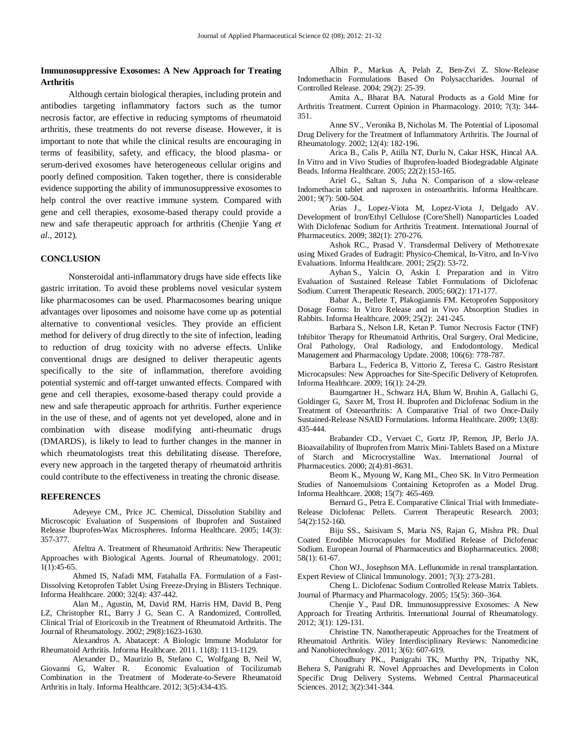**Immunosuppressive Exosomes: A New Approach for Treating Arthritis**

Although certain biological therapies, including protein and antibodies targeting inflammatory factors such as the tumor necrosis factor, are effective in reducing symptoms of rheumatoid arthritis, these treatments do not reverse disease. However, it is important to note that while the clinical results are encouraging in terms of feasibility, safety, and efficacy, the blood plasma- or serum-derived exosomes have heterogeneous cellular origins and poorly defined composition. Taken together, there is considerable evidence supporting the ability of immunosuppressive exosomes to help control the over reactive immune system. Compared with gene and cell therapies, exosome-based therapy could provide a new and safe therapeutic approach for arthritis (Chenjie Yang *et al.*, 2012).

## CONCLUSION

Nonsteroidal anti-inflammatory drugs have side effects like gastric irritation. To avoid these problems novel vesicular system like pharmacosomes can be used. Pharmacosomes bearing unique advantages over liposomes and noisome have come up as potential alternative to conventional vesicles. They provide an efficient method for delivery of drug directly to the site of infection, leading to reduction of drug toxicity with no adverse effects. Unlike conventional drugs are designed to deliver therapeutic agents specifically to the site of inflammation, therefore avoiding potential systemic and off-target unwanted effects. Compared with gene and cell therapies, exosome-based therapy could provide a new and safe therapeutic approach for arthritis. Further experience in the use of these, and of agents not yet developed, alone and in combination with disease modifying anti-rheumatic drugs (DMARDS), is likely to lead to further changes in the manner in which rheumatologists treat this debilitating disease. Therefore, every new approach in the targeted therapy of rheumatoid arthritis could contribute to the effectiveness in treating the chronic disease.

## REFERENCES

Adeyeye CM., Price JC. Chemical, Dissolution Stability and Microscopic Evaluation of Suspensions of Ibuprofen and Sustained Release Ibuprofen-Wax Microspheres. Informa Healthcare. 2005; 14(3): 357-377.

Afeltra A. Treatment of Rheumatoid Arthritis: New Therapeutic Approaches with Biological Agents. Journal of Rheumatology. 2001; 1(1):45-65.

Ahmed IS, Nafadi MM, Fatahalla FA. Formulation of a Fast-Dissolving Ketoprofen Tablet Using Freeze-Drying in Blisters Technique. Informa Healthcare. 2000; 32(4): 437-442.

Alan M., Agustin, M, David RM, Harris HM, David B, Peng LZ, Christopher RL, Barry J G, Sean C. A Randomized, Controlled, Clinical Trial of Etoricoxib in the Treatment of Rheumatoid Arthritis. The Journal of Rheumatology. 2002; 29(8):1623-1630.

Alexandros A. Abatacept: A Biologic Immune Modulator for Rheumatoid Arthritis. Informa Healthcare. 2011. 11(8): 1113-1129.

Alexander D., Maurizio B, Stefano C, Wolfgang B, Neil W, Giovanni G, Walter R. Economic Evaluation of Tocilizumab Combination in the Treatment of Moderate-to-Severe Rheumatoid Arthritis in Italy. Informa Healthcare. 2012; 3(5):434-435.

Albin P., Markus A, Pelah Z, Ben-Zvi Z. Slow-Release Indomethacin Formulations Based On Polysaccharides. Journal of Controlled Release. 2004; 29(2): 25-39.

Amita A., Bharat BA. Natural Products as a Gold Mine for Arthritis Treatment. Current Opinion in Pharmacology. 2010; 7(3): 344-351.

Anne SV., Veronika B, Nicholas M. The Potential of Liposomal Drug Delivery for the Treatment of Inflammatory Arthritis. The Journal of Rheumatology. 2002; 12(4): 182-196.

Arica B., Calis P, Atilla NT, Durlu N, Cakar HSK, Hincal AA. In Vitro and in Vivo Studies of Ibuprofen-loaded Biodegradable Alginate Beads. Informa Healthcare. 2005; 22(2):153-165.

Ariel G., Saltan S, Juha N. Comparison of a slow-release Indomethacin tablet and naproxen in osteoarthritis. Informa Healthcare. 2001; 9(7): 500-504.

Arias J., Lopez-Viota M, Lopez-Viota J, Delgado AV. Development of Iron/Ethyl Cellulose (Core/Shell) Nanoparticles Loaded With Diclofenac Sodium for Arthritis Treatment. International Journal of Pharmaceutics. 2009; 382(1): 270-276.

Ashok RC., Prasad V. Transdermal Delivery of Methotrexate using Mixed Grades of Eudragit: Physico-Chemical, In-Vitro, and In-Vivo Evaluations. Informa Healthcare. 2001; 25(2): 53-72.

Ayhan S., Yalcin O, Askin I. Preparation and in Vitro Evaluation of Sustained Release Tablet Formulations of Diclofenac Sodium. Current Therapeutic Research. 2005; 60(2): 171-177.

Babar A., Bellete T, Plakogiannis FM. Ketoprofen Suppository Dosage Forms: In Vitro Release and in Vivo Absorption Studies in Rabbits. Informa Healthcare. 2009; 25(2): 241-245.

Barbara S., Nelson LR, Ketan P. Tumor Necrosis Factor (TNF) Inhibitor Therapy for Rheumatoid Arthritis, Oral Surgery, Oral Medicine, Oral Pathology, Oral Radiology, and Endodontology. Medical Management and Pharmacology Update. 2008; 106(6): 778-787.

Barbara L., Federica B, Vittorio Z, Teresa C. Gastro Resistant Microcapsules: New Approaches for Site-Specific Delivery of Ketoprofen. Informa Healthcare. 2009; 16(1): 24-29.

Baumgartner H., Schwarz HA, Blum W, Bruhin A, Gallachi G, Goldinger G, Saxer M, Trost H. Ibuprofen and Diclofenac Sodium in the Treatment of Osteoarthritis: A Comparative Trial of two Once-Daily Sustained-Release NSAID Formulations. Informa Healthcare. 2009; 13(8): 435-444.

Brabander CD., Vervaet C, Gortz JP, Remon, JP, Berlo JA. Bioavailability of Ibuprofen from Matrix Mini-Tablets Based on a Mixture of Starch and Microcrystalline Wax. International Journal of Pharmaceutics. 2000; 2(4):81-8631.

Beom K., Myoung W, Kang ML, Cheo SK. In Vitro Permeation Studies of Nanoemulsions Containing Ketoprofen as a Model Drug. Informa Healthcare. 2008; 15(7): 465-469.

Bernard G., Petra E. Comparative Clinical Trial with Immediate-Release Diclofenac Pellets. Current Therapeutic Research. 2003; 54(2):152-160.

Biju SS., Saisivam S, Maria NS, Rajan G, Mishra PR. Dual Coated Erodible Microcapsules for Modified Release of Diclofenac Sodium. European Journal of Pharmaceutics and Biopharmaceutics. 2008; 58(1): 61-67.

Chon WJ., Josephson MA. Leflunomide in renal transplantation. Expert Review of Clinical Immunology. 2001; 7(3): 273-281.

Cheng L. Diclofenac Sodium Controlled Release Matrix Tablets. Journal of Pharmacy and Pharmacology. 2005; 15(5): 360–364.

Chenjie Y., Paul DR. Immunosuppressive Exosomes: A New Approach for Treating Arthritis. International Journal of Rheumatology. 2012; 3(1): 129-131.

Christine TN. Nanotherapeutic Approaches for the Treatment of Rheumatoid Arthritis. Wiley Interdisciplinary Reviews: Nanomedicine and Nanobiotechnology. 2011; 3(6): 607-619.

Choudhury PK., Panigrahi TK, Murthy PN, Tripathy NK, Behera S, Panigrahi R. Novel Approaches and Developments in Colon Specific Drug Delivery Systems. Webmed Central Pharmaceutical Sciences. 2012; 3(2):341-344.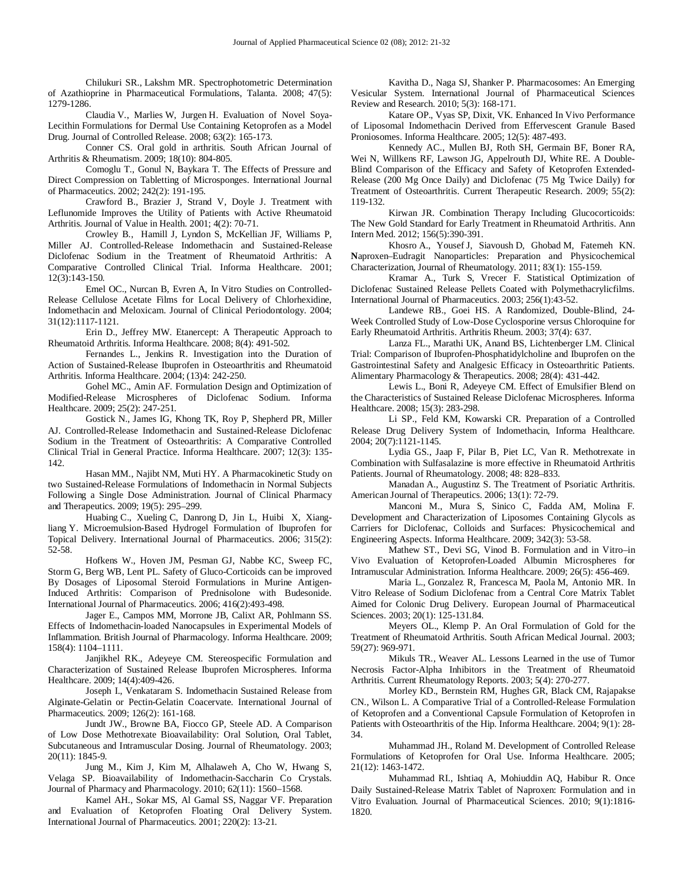Chilukuri SR., Lakshm MR. Spectrophotometric Determination of Azathioprine in Pharmaceutical Formulations, Talanta. 2008; 47(5): 1279-1286.

Claudia V., Marlies W, Jurgen H. Evaluation of Novel Soya-Lecithin Formulations for Dermal Use Containing Ketoprofen as a Model Drug. Journal of Controlled Release. 2008; 63(2): 165-173.

Conner CS. Oral gold in arthritis. South African Journal of Arthritis & Rheumatism. 2009; 18(10): 804-805.

Comoglu T., Gonul N, Baykara T. The Effects of Pressure and Direct Compression on Tabletting of Microsponges. International Journal of Pharmaceutics. 2002; 242(2): 191-195.

Crawford B., Brazier J, Strand V, Doyle J. Treatment with Leflunomide Improves the Utility of Patients with Active Rheumatoid Arthritis. Journal of Value in Health. 2001; 4(2): 70-71.

Crowley B., Hamill J, Lyndon S, McKellian JF, Williams P, Miller AJ. Controlled-Release Indomethacin and Sustained-Release Diclofenac Sodium in the Treatment of Rheumatoid Arthritis: A Comparative Controlled Clinical Trial. Informa Healthcare. 2001; 12(3):143-150.

Emel OC., Nurcan B, Evren A, In Vitro Studies on Controlled-Release Cellulose Acetate Films for Local Delivery of Chlorhexidine, Indomethacin and Meloxicam. Journal of Clinical Periodontology. 2004; 31(12):1117-1121.

Erin D., Jeffrey MW. Etanercept: A Therapeutic Approach to Rheumatoid Arthritis. Informa Healthcare. 2008; 8(4): 491-502.

Fernandes L., Jenkins R. Investigation into the Duration of Action of Sustained-Release Ibuprofen in Osteoarthritis and Rheumatoid Arthritis. Informa Healthcare. 2004; (13)4: 242-250.

Gohel MC., Amin AF. Formulation Design and Optimization of Modified-Release Microspheres of Diclofenac Sodium. Informa Healthcare. 2009; 25(2): 247-251.

Gostick N., James IG, Khong TK, Roy P, Shepherd PR, Miller AJ. Controlled-Release Indomethacin and Sustained-Release Diclofenac Sodium in the Treatment of Osteoarthritis: A Comparative Controlled Clinical Trial in General Practice. Informa Healthcare. 2007; 12(3): 135-142.

Hasan MM., Najibt NM, Muti HY. A Pharmacokinetic Study on two Sustained-Release Formulations of Indomethacin in Normal Subjects Following a Single Dose Administration. Journal of Clinical Pharmacy and Therapeutics. 2009; 19(5): 295–299.

Huabing C., Xueling C, Danrong D, Jin L, Huibi X, Xiang-liang Y. Microemulsion-Based Hydrogel Formulation of Ibuprofen for Topical Delivery. International Journal of Pharmaceutics. 2006; 315(2): 52-58.

Hofkens W., Hoven JM, Pesman GJ, Nabbe KC, Sweep FC, Storm G, Berg WB, Lent PL. Safety of Gluco-Corticoids can be improved By Dosages of Liposomal Steroid Formulations in Murine Antigen-Induced Arthritis: Comparison of Prednisolone with Budesonide. International Journal of Pharmaceutics. 2006; 416(2):493-498.

Jager E., Campos MM, Morrone JB, Calixt AR, Pohlmann SS. Effects of Indomethacin-loaded Nanocapsules in Experimental Models of Inflammation. British Journal of Pharmacology. Informa Healthcare. 2009; 158(4): 1104–1111.

Janjikhel RK., Adeyeye CM. Stereospecific Formulation and Characterization of Sustained Release Ibuprofen Microspheres. Informa Healthcare. 2009; 14(4):409-426.

Joseph I., Venkataram S. Indomethacin Sustained Release from Alginate-Gelatin or Pectin-Gelatin Coacervate. International Journal of Pharmaceutics. 2009; 126(2): 161-168.

Jundt JW., Browne BA, Fiocco GP, Steele AD. A Comparison of Low Dose Methotrexate Bioavailability: Oral Solution, Oral Tablet, Subcutaneous and Intramuscular Dosing. Journal of Rheumatology. 2003; 20(11): 1845-9.

Jung M., Kim J, Kim M, Alhalaweh A, Cho W, Hwang S, Velaga SP. Bioavailability of Indomethacin-Saccharin Co Crystals. Journal of Pharmacy and Pharmacology. 2010; 62(11): 1560–1568.

Kamel AH., Sokar MS, Al Gamal SS, Naggar VF. Preparation and Evaluation of Ketoprofen Floating Oral Delivery System. International Journal of Pharmaceutics. 2001; 220(2): 13-21.

Kavitha D., Naga SJ, Shanker P. Pharmacosomes: An Emerging Vesicular System. International Journal of Pharmaceutical Sciences Review and Research. 2010; 5(3): 168-171.

Katare OP., Vyas SP, Dixit, VK. Enhanced In Vivo Performance of Liposomal Indomethacin Derived from Effervescent Granule Based Proniosomes. Informa Healthcare. 2005; 12(5): 487-493.

Kennedy AC., Mullen BJ, Roth SH, Germain BF, Boner RA, Wei N, Willkens RF, Lawson JG, Appelrouth DJ, White RE. A Double-Blind Comparison of the Efficacy and Safety of Ketoprofen Extended-Release (200 Mg Once Daily) and Diclofenac (75 Mg Twice Daily) for Treatment of Osteoarthritis. Current Therapeutic Research. 2009; 55(2): 119-132.

Kirwan JR. Combination Therapy Including Glucocorticoids: The New Gold Standard for Early Treatment in Rheumatoid Arthritis. Ann Intern Med. 2012; 156(5):390-391.

Khosro A., Yousef J, Siavoush D, Ghobad M, Fatemeh KN. Naproxen–Eudragit Nanoparticles: Preparation and Physicochemical Characterization, Journal of Rheumatology. 2011; 83(1): 155-159.

Kramar A., Turk S, Vrecer F. Statistical Optimization of Diclofenac Sustained Release Pellets Coated with Polymethacrylicfilms. International Journal of Pharmaceutics. 2003; 256(1):43-52.

Landewe RB., Goei HS. A Randomized, Double-Blind, 24-Week Controlled Study of Low-Dose Cyclosporine versus Chloroquine for Early Rheumatoid Arthritis. Arthritis Rheum. 2003; 37(4): 637.

Lanza FL., Marathi UK, Anand BS, Lichtenberger LM. Clinical Trial: Comparison of Ibuprofen-Phosphatidylcholine and Ibuprofen on the Gastrointestinal Safety and Analgesic Efficacy in Osteoarthritic Patients. Alimentary Pharmacology & Therapeutics. 2008; 28(4): 431-442.

Lewis L., Boni R, Adeyeye CM. Effect of Emulsifier Blend on the Characteristics of Sustained Release Diclofenac Microspheres. Informa Healthcare. 2008; 15(3): 283-298.

Li SP., Feld KM, Kowarski CR. Preparation of a Controlled Release Drug Delivery System of Indomethacin, Informa Healthcare. 2004; 20(7):1121-1145.

Lydia GS., Jaap F, Pilar B, Piet LC, Van R. Methotrexate in Combination with Sulfasalazine is more effective in Rheumatoid Arthritis Patients. Journal of Rheumatology. 2008; 48: 828–833.

Manadan A., Augustinz S. The Treatment of Psoriatic Arthritis. American Journal of Therapeutics. 2006; 13(1): 72-79.

Manconi M., Mura S, Sinico C, Fadda AM, Molina F. Development and Characterization of Liposomes Containing Glycols as Carriers for Diclofenac, Colloids and Surfaces: Physicochemical and Engineering Aspects. Informa Healthcare. 2009; 342(3): 53-58.

Mathew ST., Devi SG, Vinod B. Formulation and in Vitro–in Vivo Evaluation of Ketoprofen-Loaded Albumin Microspheres for Intramuscular Administration. Informa Healthcare. 2009; 26(5): 456-469.

Maria L., Gonzalez R, Francesca M, Paola M, Antonio MR. In Vitro Release of Sodium Diclofenac from a Central Core Matrix Tablet Aimed for Colonic Drug Delivery. European Journal of Pharmaceutical Sciences. 2003; 20(1): 125-131.84.

Meyers OL., Klemp P. An Oral Formulation of Gold for the Treatment of Rheumatoid Arthritis. South African Medical Journal. 2003; 59(27): 969-971.

Mikuls TR., Weaver AL. Lessons Learned in the use of Tumor Necrosis Factor-Alpha Inhibitors in the Treatment of Rheumatoid Arthritis. Current Rheumatology Reports. 2003; 5(4): 270-277.

Morley KD., Bernstein RM, Hughes GR, Black CM, Rajapakse CN., Wilson L. A Comparative Trial of a Controlled-Release Formulation of Ketoprofen and a Conventional Capsule Formulation of Ketoprofen in Patients with Osteoarthritis of the Hip. Informa Healthcare. 2004; 9(1): 28-34.

Muhammad JH., Roland M. Development of Controlled Release Formulations of Ketoprofen for Oral Use. Informa Healthcare. 2005; 21(12): 1463-1472.

Muhammad RI., Ishtiaq A, Mohiuddin AQ, Habibur R. Once Daily Sustained-Release Matrix Tablet of Naproxen: Formulation and in Vitro Evaluation. Journal of Pharmaceutical Sciences. 2010; 9(1):1816-1820.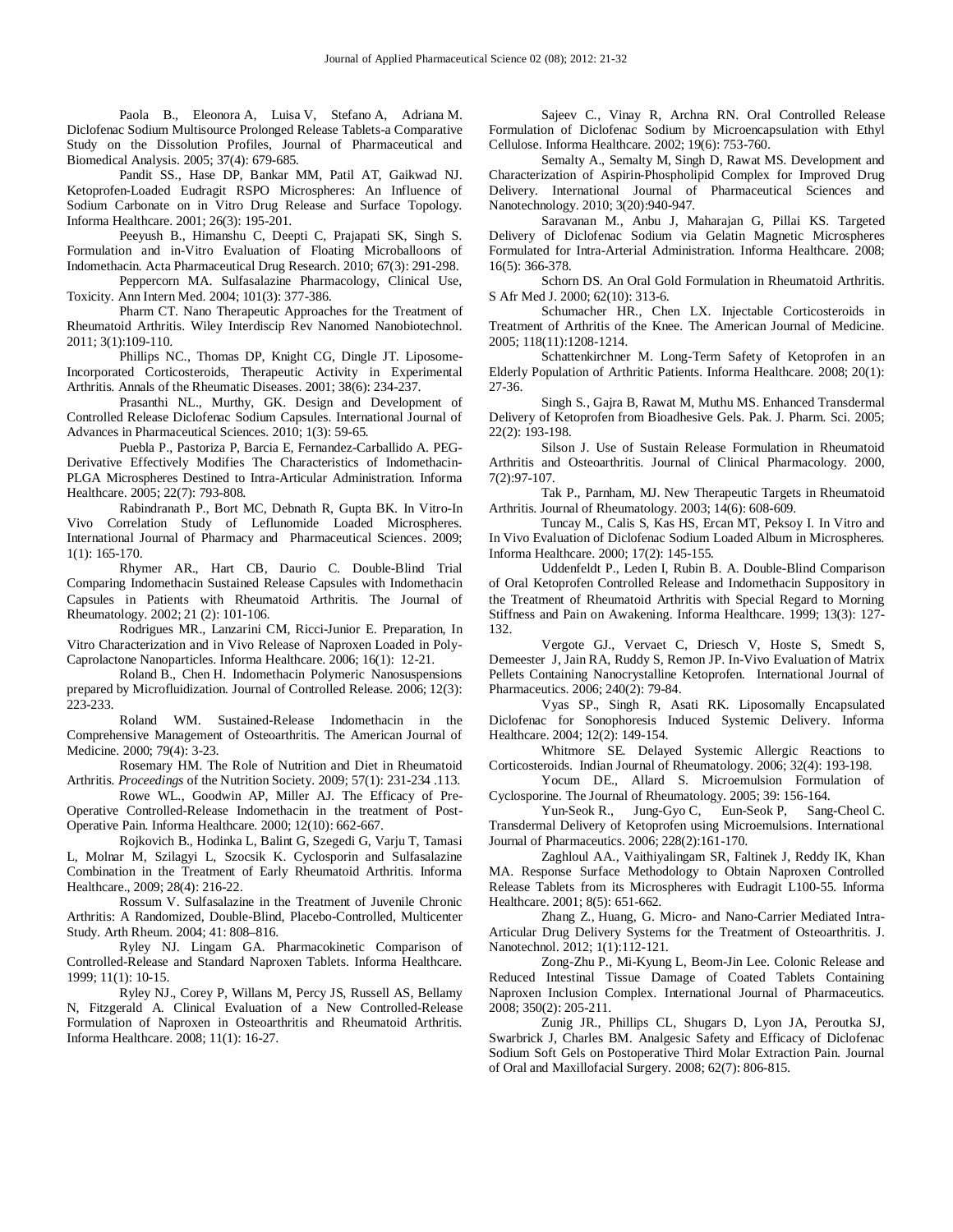Paola B., Eleonora A, Luisa V, Stefano A, Adriana M. Diclofenac Sodium Multisource Prolonged Release Tablets-a Comparative Study on the Dissolution Profiles, Journal of Pharmaceutical and Biomedical Analysis. 2005; 37(4): 679-685.

Pandit SS., Hase DP, Bankar MM, Patil AT, Gaikwad NJ. Ketoprofen-Loaded Eudragit RSPO Microspheres: An Influence of Sodium Carbonate on in Vitro Drug Release and Surface Topology. Informa Healthcare. 2001; 26(3): 195-201.

Peeyush B., Himanshu C, Deepti C, Prajapati SK, Singh S. Formulation and in-Vitro Evaluation of Floating Microballoons of Indomethacin. Acta Pharmaceutical Drug Research. 2010; 67(3): 291-298.

Peppercorn MA. Sulfasalazine Pharmacology, Clinical Use, Toxicity. Ann Intern Med. 2004; 101(3): 377-386.

Pharm CT. Nano Therapeutic Approaches for the Treatment of Rheumatoid Arthritis. Wiley Interdiscip Rev Nanomed Nanobiotechnol. 2011; 3(1):109-110.

Phillips NC., Thomas DP, Knight CG, Dingle JT. Liposome-Incorporated Corticosteroids, Therapeutic Activity in Experimental Arthritis. Annals of the Rheumatic Diseases. 2001; 38(6): 234-237.

Prasanthi NL., Murthy, GK. Design and Development of Controlled Release Diclofenac Sodium Capsules. International Journal of Advances in Pharmaceutical Sciences. 2010; 1(3): 59-65.

Puebla P., Pastoriza P, Barcia E, Fernandez-Carballido A. PEG-Derivative Effectively Modifies The Characteristics of Indomethacin-PLGA Microspheres Destined to Intra-Articular Administration. Informa Healthcare. 2005; 22(7): 793-808.

Rabindranath P., Bort MC, Debnath R, Gupta BK. In Vitro-In Vivo Correlation Study of Leflunomide Loaded Microspheres. International Journal of Pharmacy and Pharmaceutical Sciences. 2009; 1(1): 165-170.

Rhymer AR., Hart CB, Daurio C. Double-Blind Trial Comparing Indomethacin Sustained Release Capsules with Indomethacin Capsules in Patients with Rheumatoid Arthritis. The Journal of Rheumatology. 2002; 21 (2): 101-106.

Rodrigues MR., Lanzarini CM, Ricci-Junior E. Preparation, In Vitro Characterization and in Vivo Release of Naproxen Loaded in Poly-Caprolactone Nanoparticles. Informa Healthcare. 2006; 16(1): 12-21.

Roland B., Chen H. Indomethacin Polymeric Nanosuspensions prepared by Microfluidization. Journal of Controlled Release. 2006; 12(3): 223-233.

Roland WM. Sustained-Release Indomethacin in the Comprehensive Management of Osteoarthritis. The American Journal of Medicine. 2000; 79(4): 3-23.

Rosemary HM. The Role of Nutrition and Diet in Rheumatoid Arthritis. *Proceedings* of the Nutrition Society. 2009; 57(1): 231-234 .113.

Rowe WL., Goodwin AP, Miller AJ. The Efficacy of Pre-Operative Controlled-Release Indomethacin in the treatment of Post-Operative Pain. Informa Healthcare. 2000; 12(10): 662-667.

Rojkovich B., Hodinka L, Balint G, Szegedi G, Varju T, Tamasi L, Molnar M, Szilagyi L, Szocsik K. Cyclosporin and Sulfasalazine Combination in the Treatment of Early Rheumatoid Arthritis. Informa Healthcare., 2009; 28(4): 216-22.

Rossum V. Sulfasalazine in the Treatment of Juvenile Chronic Arthritis: A Randomized, Double-Blind, Placebo-Controlled, Multicenter Study. Arth Rheum. 2004; 41: 808–816.

Ryley NJ. Lingam GA. Pharmacokinetic Comparison of Controlled-Release and Standard Naproxen Tablets. Informa Healthcare. 1999; 11(1): 10-15.

Ryley NJ., Corey P, Willans M, Percy JS, Russell AS, Bellamy N, Fitzgerald A. Clinical Evaluation of a New Controlled-Release Formulation of Naproxen in Osteoarthritis and Rheumatoid Arthritis. Informa Healthcare. 2008; 11(1): 16-27.

Sajeev C., Vinay R, Archna RN. Oral Controlled Release Formulation of Diclofenac Sodium by Microencapsulation with Ethyl Cellulose. Informa Healthcare. 2002; 19(6): 753-760.

Semalty A., Semalty M, Singh D, Rawat MS. Development and Characterization of Aspirin-Phospholipid Complex for Improved Drug Delivery. International Journal of Pharmaceutical Sciences and Nanotechnology. 2010; 3(20):940-947.

Saravanan M., Anbu J, Maharajan G, Pillai KS. Targeted Delivery of Diclofenac Sodium via Gelatin Magnetic Microspheres Formulated for Intra-Arterial Administration. Informa Healthcare. 2008; 16(5): 366-378.

Schorn DS. An Oral Gold Formulation in Rheumatoid Arthritis. S Afr Med J. 2000; 62(10): 313-6.

Schumacher HR., Chen LX. Injectable Corticosteroids in Treatment of Arthritis of the Knee. The American Journal of Medicine. 2005; 118(11):1208-1214.

Schattenkirchner M. Long-Term Safety of Ketoprofen in an Elderly Population of Arthritic Patients. Informa Healthcare. 2008; 20(1): 27-36.

Singh S., Gajra B, Rawat M, Muthu MS. Enhanced Transdermal Delivery of Ketoprofen from Bioadhesive Gels. Pak. J. Pharm. Sci. 2005; 22(2): 193-198.

Silson J. Use of Sustain Release Formulation in Rheumatoid Arthritis and Osteoarthritis. Journal of Clinical Pharmacology. 2000, 7(2):97-107.

Tak P., Parnham, MJ. New Therapeutic Targets in Rheumatoid Arthritis. Journal of Rheumatology. 2003; 14(6): 608-609.

Tuncay M., Calis S, Kas HS, Ercan MT, Peksoy I. In Vitro and In Vivo Evaluation of Diclofenac Sodium Loaded Album in Microspheres. Informa Healthcare. 2000; 17(2): 145-155.

Uddenfeldt P., Leden I, Rubin B. A. Double-Blind Comparison of Oral Ketoprofen Controlled Release and Indomethacin Suppository in the Treatment of Rheumatoid Arthritis with Special Regard to Morning Stiffness and Pain on Awakening. Informa Healthcare. 1999; 13(3): 127-132.

Vergote GJ., Vervaet C, Driesch V, Hoste S, Smedt S, Demeester J, Jain RA, Ruddy S, Remon JP. In-Vivo Evaluation of Matrix Pellets Containing Nanocrystalline Ketoprofen. International Journal of Pharmaceutics. 2006; 240(2): 79-84.

Vyas SP., Singh R, Asati RK. Liposomally Encapsulated Diclofenac for Sonophoresis Induced Systemic Delivery. Informa Healthcare. 2004; 12(2): 149-154.

Whitmore SE. Delayed Systemic Allergic Reactions to Corticosteroids. Indian Journal of Rheumatology. 2006; 32(4): 193-198.

Yocum DE., Allard S. Microemulsion Formulation of Cyclosporine. The Journal of Rheumatology. 2005; 39: 156-164.

Yun-Seok R., Jung-Gyo C, Eun-Seok P, Sang-Cheol C. Transdermal Delivery of Ketoprofen using Microemulsions. International Journal of Pharmaceutics. 2006; 228(2):161-170.

Zaghloul AA., Vaithiyalingam SR, Faltinek J, Reddy IK, Khan MA. Response Surface Methodology to Obtain Naproxen Controlled Release Tablets from its Microspheres with Eudragit L100-55. Informa Healthcare. 2001; 8(5): 651-662.

Zhang Z., Huang, G. Micro- and Nano-Carrier Mediated Intra-Articular Drug Delivery Systems for the Treatment of Osteoarthritis. J. Nanotechnol. 2012; 1(1):112-121.

Zong-Zhu P., Mi-Kyung L, Beom-Jin Lee. Colonic Release and Reduced Intestinal Tissue Damage of Coated Tablets Containing Naproxen Inclusion Complex. International Journal of Pharmaceutics. 2008; 350(2): 205-211.

Zunig JR., Phillips CL, Shugars D, Lyon JA, Peroutka SJ, Swarbrick J, Charles BM. Analgesic Safety and Efficacy of Diclofenac Sodium Soft Gels on Postoperative Third Molar Extraction Pain. Journal of Oral and Maxillofacial Surgery. 2008; 62(7): 806-815.